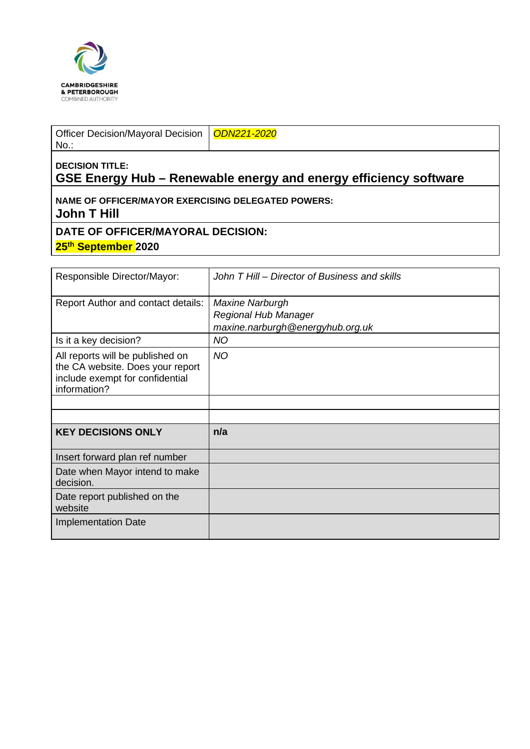CAMBRIDGESHIRE
& PETERBOROUGH
COMBINED AUTHORITY

| Officer Decision/Mayoral Decision No.: | *ODN221-2020* |
|---|---|

**DECISION TITLE:**

## GSE Energy Hub – Renewable energy and energy efficiency software

**NAME OF OFFICER/MAYOR EXERCISING DELEGATED POWERS:**

**John T Hill**

**DATE OF OFFICER/MAYORAL DECISION:**

**25th September 2020**

| Responsible Director/Mayor: | *John T Hill – Director of Business and skills* |
|---|---|
| Report Author and contact details: | *Maxine Narburgh*<br>*Regional Hub Manager*<br>*maxine.narburgh@energyhub.org.uk* |
| Is it a key decision? | *NO* |
| All reports will be published on the CA website. Does your report include exempt for confidential information? | *NO* |
| | |
| | |
| **KEY DECISIONS ONLY** | **n/a** |
| Insert forward plan ref number | |
| Date when Mayor intend to make decision. | |
| Date report published on the website | |
| Implementation Date | |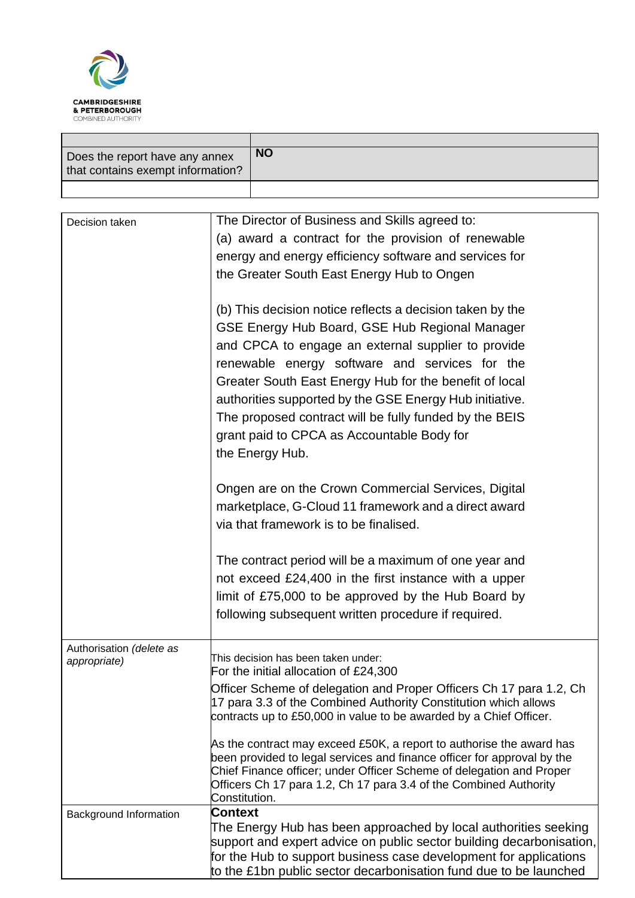CAMBRIDGESHIRE & PETERBOROUGH COMBINED AUTHORITY

| | |
|---|---|
| Does the report have any annex that contains exempt information? | **NO** |
| | |

| | |
|---|---|
| Decision taken | The Director of Business and Skills agreed to:<br>(a) award a contract for the provision of renewable energy and energy efficiency software and services for the Greater South East Energy Hub to Ongen<br><br>(b) This decision notice reflects a decision taken by the GSE Energy Hub Board, GSE Hub Regional Manager and CPCA to engage an external supplier to provide renewable energy software and services for the Greater South East Energy Hub for the benefit of local authorities supported by the GSE Energy Hub initiative. The proposed contract will be fully funded by the BEIS grant paid to CPCA as Accountable Body for the Energy Hub.<br><br>Ongen are on the Crown Commercial Services, Digital marketplace, G-Cloud 11 framework and a direct award via that framework is to be finalised.<br><br>The contract period will be a maximum of one year and not exceed £24,400 in the first instance with a upper limit of £75,000 to be approved by the Hub Board by following subsequent written procedure if required. |
| Authorisation *(delete as appropriate)* | This decision has been taken under:<br>For the initial allocation of £24,300<br>Officer Scheme of delegation and Proper Officers Ch 17 para 1.2, Ch 17 para 3.3 of the Combined Authority Constitution which allows contracts up to £50,000 in value to be awarded by a Chief Officer.<br><br>As the contract may exceed £50K, a report to authorise the award has been provided to legal services and finance officer for approval by the Chief Finance officer; under Officer Scheme of delegation and Proper Officers Ch 17 para 1.2, Ch 17 para 3.4 of the Combined Authority Constitution. |
| Background Information | **Context**<br>The Energy Hub has been approached by local authorities seeking support and expert advice on public sector building decarbonisation, for the Hub to support business case development for applications to the £1bn public sector decarbonisation fund due to be launched |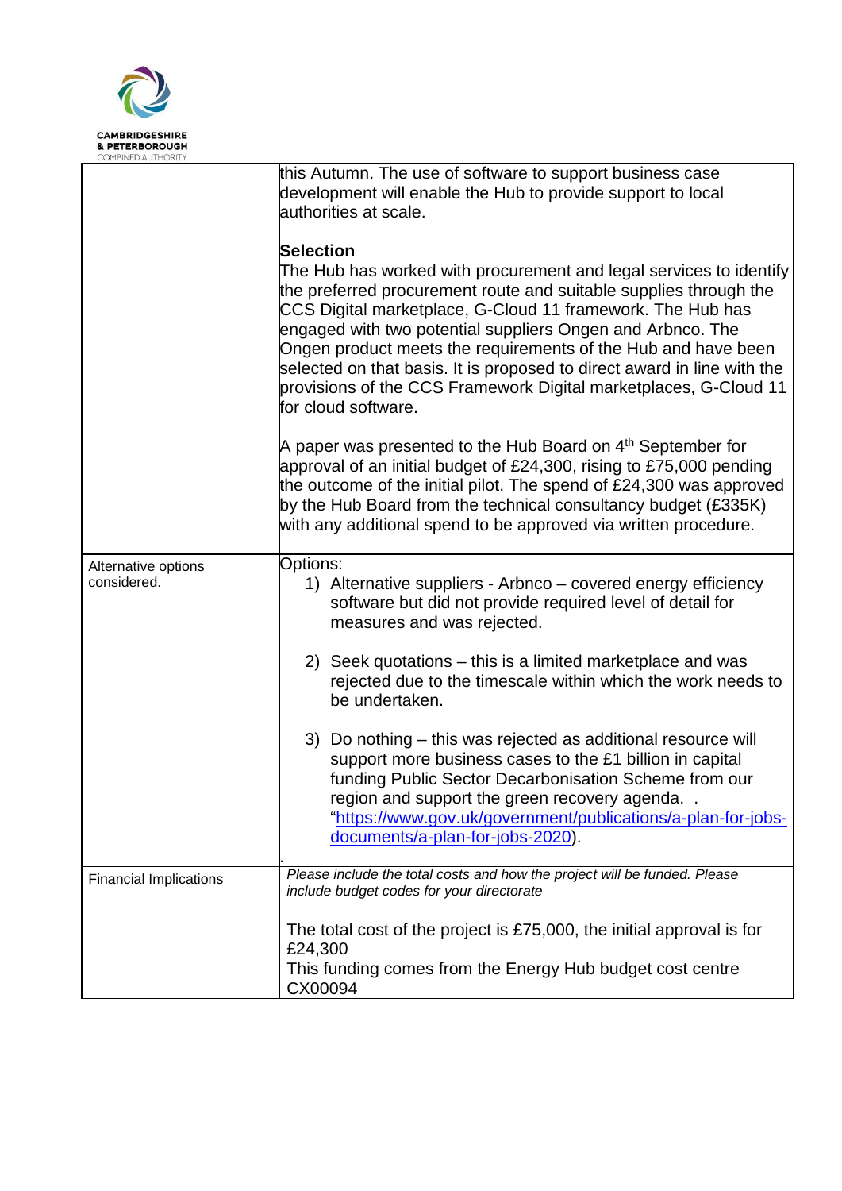| | |
|---|---|
| | this Autumn. The use of software to support business case development will enable the Hub to provide support to local authorities at scale.<br><br>**Selection**<br>The Hub has worked with procurement and legal services to identify the preferred procurement route and suitable supplies through the CCS Digital marketplace, G-Cloud 11 framework. The Hub has engaged with two potential suppliers Ongen and Arbnco. The Ongen product meets the requirements of the Hub and have been selected on that basis. It is proposed to direct award in line with the provisions of the CCS Framework Digital marketplaces, G-Cloud 11 for cloud software.<br><br>A paper was presented to the Hub Board on 4th September for approval of an initial budget of £24,300, rising to £75,000 pending the outcome of the initial pilot. The spend of £24,300 was approved by the Hub Board from the technical consultancy budget (£335K) with any additional spend to be approved via written procedure. |
| Alternative options considered. | Options:<br>1) Alternative suppliers - Arbnco – covered energy efficiency software but did not provide required level of detail for measures and was rejected.<br><br>2) Seek quotations – this is a limited marketplace and was rejected due to the timescale within which the work needs to be undertaken.<br><br>3) Do nothing – this was rejected as additional resource will support more business cases to the £1 billion in capital funding Public Sector Decarbonisation Scheme from our region and support the green recovery agenda. . "https://www.gov.uk/government/publications/a-plan-for-jobs-documents/a-plan-for-jobs-2020).<br>. |
| Financial Implications | *Please include the total costs and how the project will be funded. Please include budget codes for your directorate*<br><br>The total cost of the project is £75,000, the initial approval is for £24,300<br>This funding comes from the Energy Hub budget cost centre CX00094 |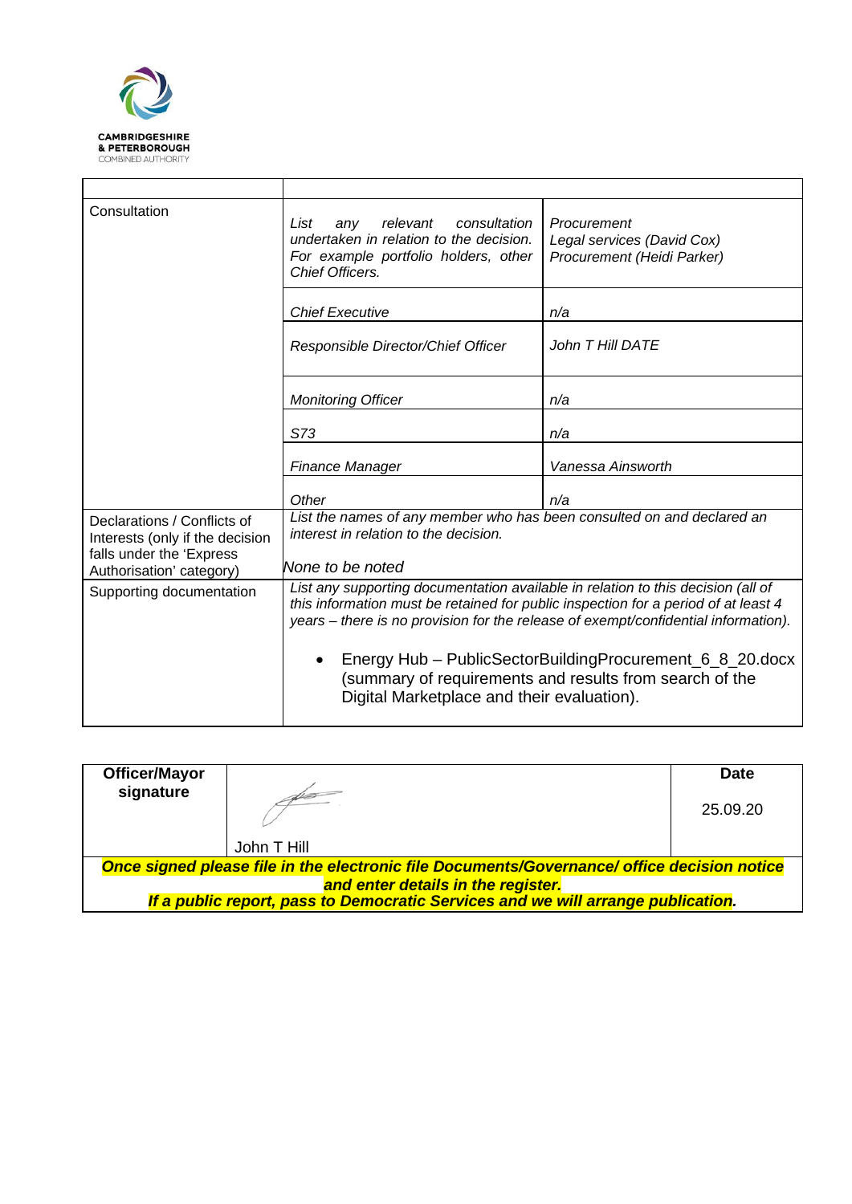CAMBRIDGESHIRE
& PETERBOROUGH
COMBINED AUTHORITY

| | | |
|---|---|---|
| Consultation | *List any relevant consultation undertaken in relation to the decision. For example portfolio holders, other Chief Officers.* | *Procurement*<br>*Legal services (David Cox)*<br>*Procurement (Heidi Parker)* |
| | *Chief Executive* | *n/a* |
| | *Responsible Director/Chief Officer* | *John T Hill DATE* |
| | *Monitoring Officer* | *n/a* |
| | *S73* | *n/a* |
| | *Finance Manager* | *Vanessa Ainsworth* |
| | *Other* | *n/a* |
| Declarations / Conflicts of Interests (only if the decision falls under the 'Express Authorisation' category) | *List the names of any member who has been consulted on and declared an interest in relation to the decision.*<br><br>*None to be noted* | |
| Supporting documentation | *List any supporting documentation available in relation to this decision (all of this information must be retained for public inspection for a period of at least 4 years – there is no provision for the release of exempt/confidential information).*<br><br>• Energy Hub – PublicSectorBuildingProcurement_6_8_20.docx (summary of requirements and results from search of the Digital Marketplace and their evaluation). | |

| **Officer/Mayor signature** | John T Hill | **Date**<br>25.09.20 |
|---|---|---|

***Once signed please file in the electronic file Documents/Governance/ office decision notice and enter details in the register.***
***If a public report, pass to Democratic Services and we will arrange publication.***